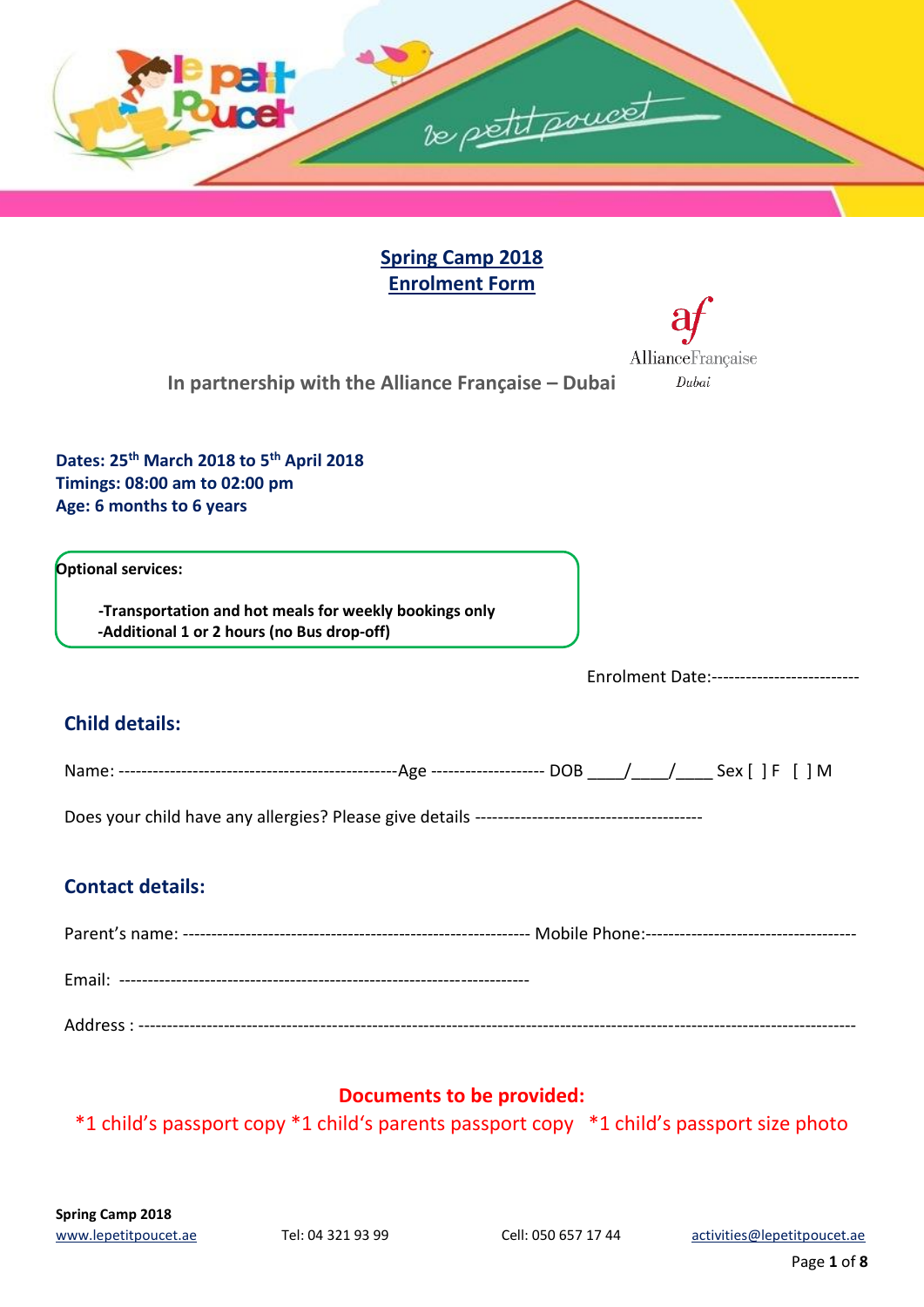# Spring Camp 2018
# Enrolment Form

In partnership with the Alliance Française – Dubai

**Dates: 25th March 2018 to 5th April 2018**
**Timings: 08:00 am to 02:00 pm**
**Age: 6 months to 6 years**

**Optional services:**

- **Transportation and hot meals for weekly bookings only**
- **Additional 1 or 2 hours (no Bus drop-off)**

Enrolment Date:-------------------------

## Child details:

Name: -------------------------------------------------Age -------------------- DOB ____/____/____ Sex [ ] F [ ] M

Does your child have any allergies? Please give details ----------------------------------------

## Contact details:

Parent's name: ------------------------------------------------------------ Mobile Phone:------------------------------------

Email: ---------------------------------------------------------------------

Address : ------------------------------------------------------------------------------------------------------------------------

**Documents to be provided:**

*1 child's passport copy *1 child's parents passport copy *1 child's passport size photo

**Spring Camp 2018**
www.lepetitpoucet.ae Tel: 04 321 93 99 Cell: 050 657 17 44 activities@lepetitpoucet.ae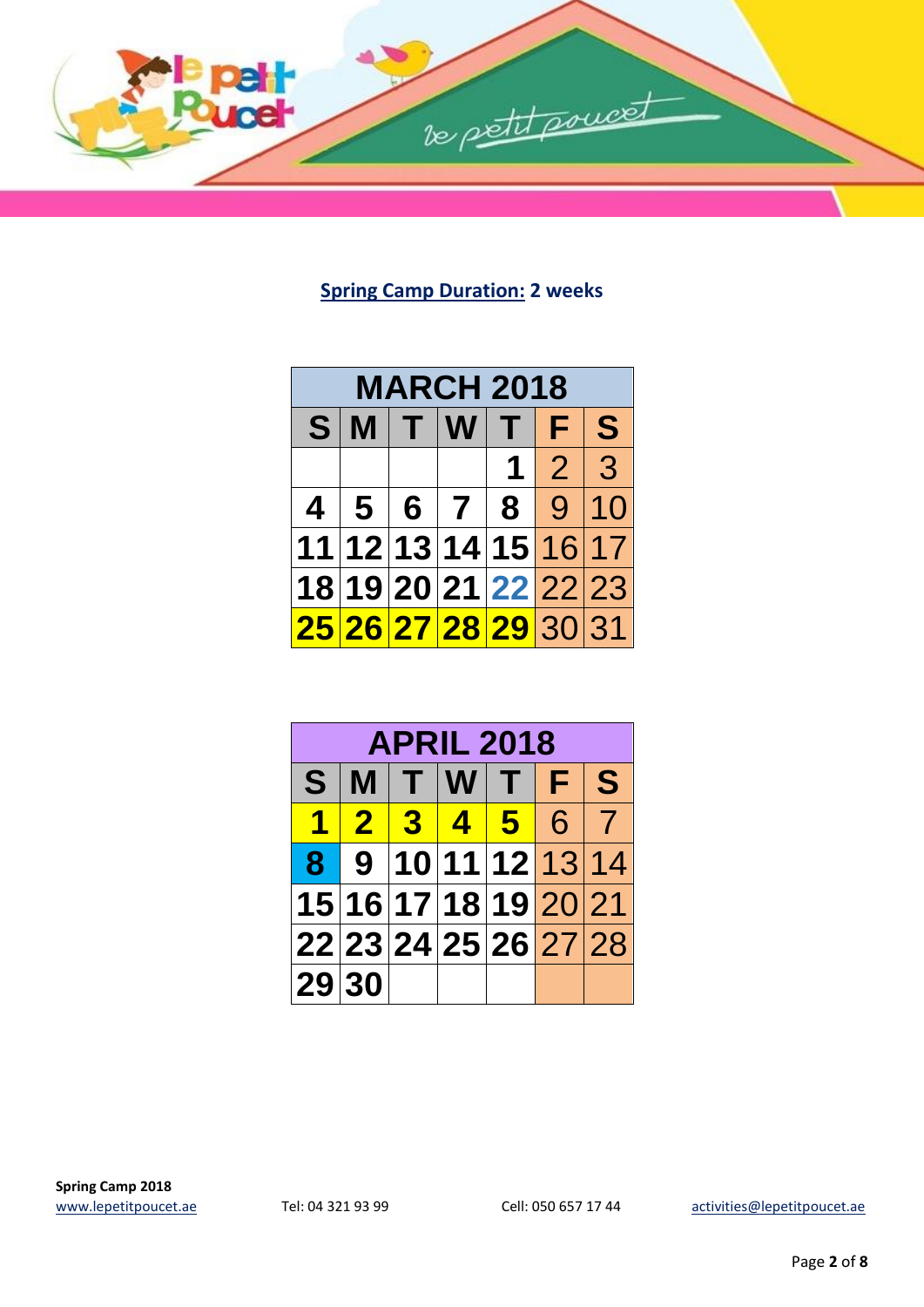**Spring Camp Duration:** 2 weeks

| MARCH 2018 | | | | | | |
|---|---|---|---|---|---|---|
| S | M | T | W | T | F | S |
| | | | | 1 | 2 | 3 |
| 4 | 5 | 6 | 7 | 8 | 9 | 10 |
| 11 | 12 | 13 | 14 | 15 | 16 | 17 |
| 18 | 19 | 20 | 21 | 22 | 22 | 23 |
| 25 | 26 | 27 | 28 | 29 | 30 | 31 |

| APRIL 2018 | | | | | | |
|---|---|---|---|---|---|---|
| S | M | T | W | T | F | S |
| 1 | 2 | 3 | 4 | 5 | 6 | 7 |
| 8 | 9 | 10 | 11 | 12 | 13 | 14 |
| 15 | 16 | 17 | 18 | 19 | 20 | 21 |
| 22 | 23 | 24 | 25 | 26 | 27 | 28 |
| 29 | 30 | | | | | |

**Spring Camp 2018**
www.lepetitpoucet.ae Tel: 04 321 93 99 Cell: 050 657 17 44 activities@lepetitpoucet.ae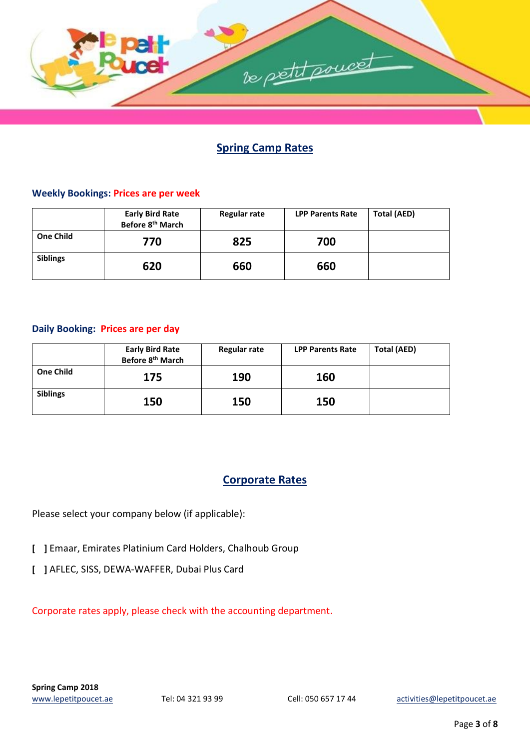## Spring Camp Rates

**Weekly Bookings: Prices are per week**

| | Early Bird Rate Before 8th March | Regular rate | LPP Parents Rate | Total (AED) |
|---|---|---|---|---|
| One Child | 770 | 825 | 700 | |
| Siblings | 620 | 660 | 660 | |

**Daily Booking: Prices are per day**

| | Early Bird Rate Before 8th March | Regular rate | LPP Parents Rate | Total (AED) |
|---|---|---|---|---|
| One Child | 175 | 190 | 160 | |
| Siblings | 150 | 150 | 150 | |

## Corporate Rates

Please select your company below (if applicable):

[ ] Emaar, Emirates Platinium Card Holders, Chalhoub Group

[ ] AFLEC, SISS, DEWA-WAFFER, Dubai Plus Card

Corporate rates apply, please check with the accounting department.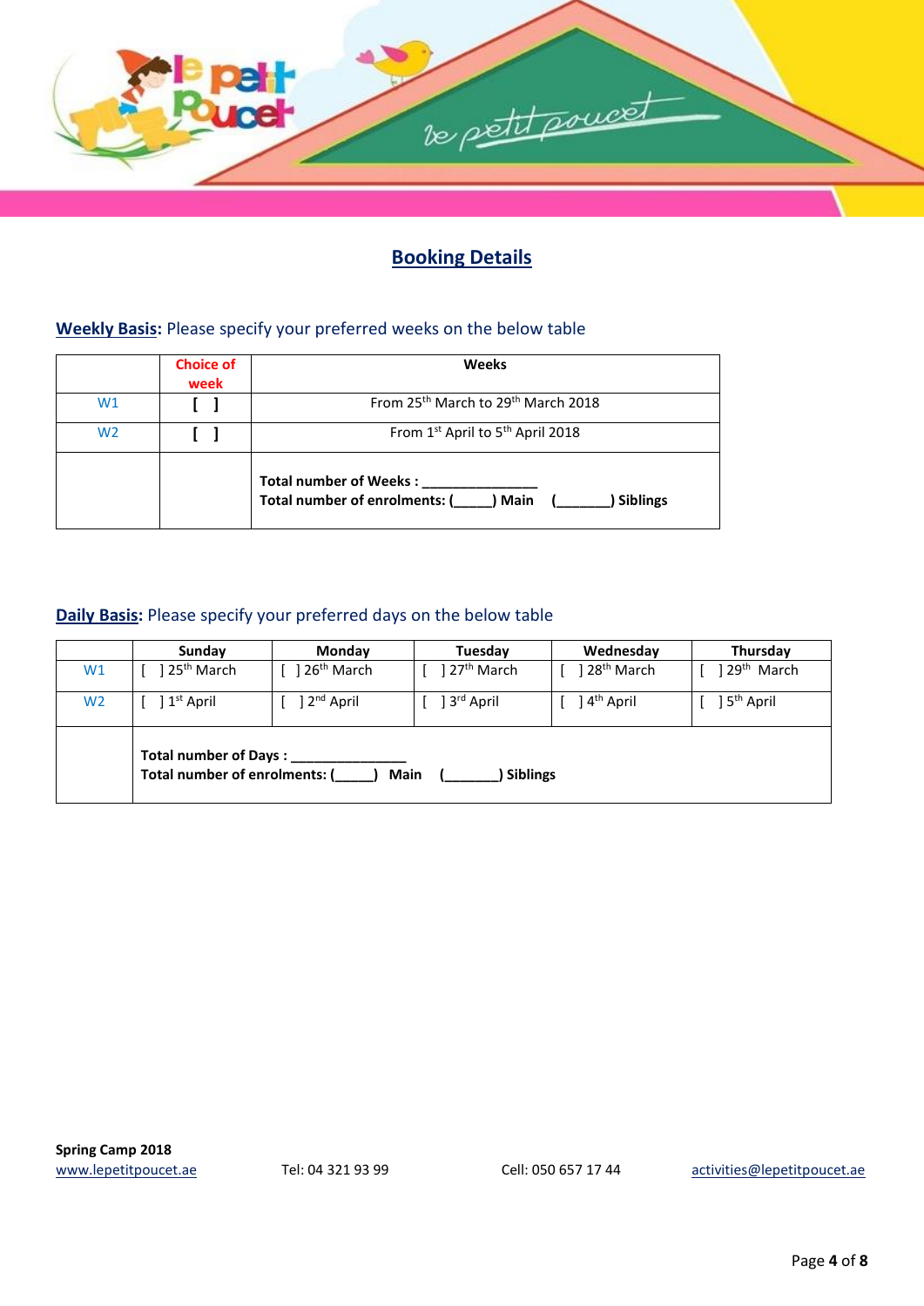## Booking Details

**Weekly Basis:** Please specify your preferred weeks on the below table

| | Choice of week | Weeks |
|---|---|---|
| W1 | [ ] | From 25th March to 29th March 2018 |
| W2 | [ ] | From 1st April to 5th April 2018 |
| | | **Total number of Weeks : _______________**<br>**Total number of enrolments: (_____) Main (_______) Siblings** |

**Daily Basis:** Please specify your preferred days on the below table

| | Sunday | Monday | Tuesday | Wednesday | Thursday |
|---|---|---|---|---|---|
| W1 | [ ] 25th March | [ ] 26th March | [ ] 27th March | [ ] 28th March | [ ] 29th March |
| W2 | [ ] 1st April | [ ] 2nd April | [ ] 3rd April | [ ] 4th April | [ ] 5th April |
| | **Total number of Days : _______________**<br>**Total number of enrolments: (_____) Main (_______) Siblings** | | | | |

**Spring Camp 2018**

www.lepetitpoucet.ae Tel: 04 321 93 99 Cell: 050 657 17 44 activities@lepetitpoucet.ae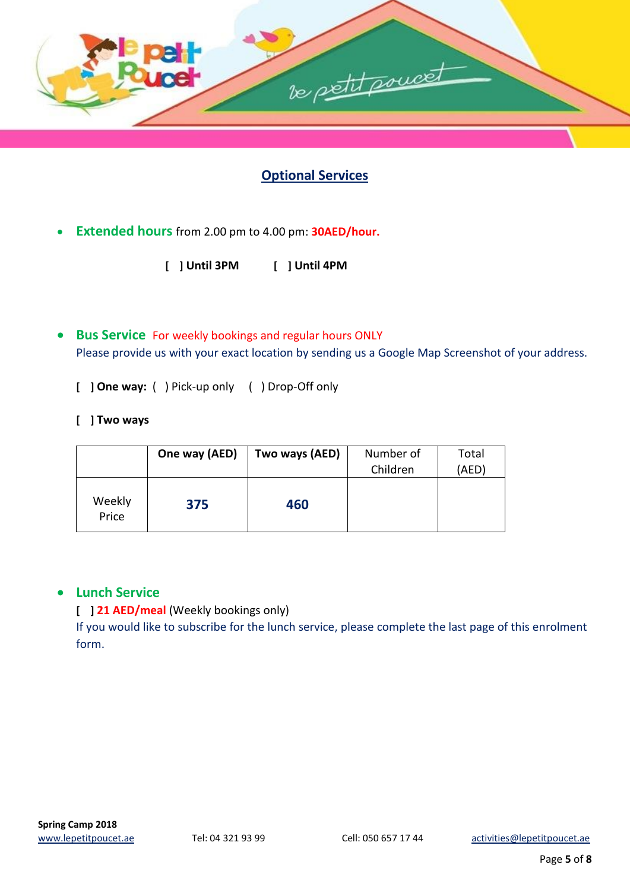## Optional Services

- **Extended hours** from 2.00 pm to 4.00 pm: **30AED/hour.**

  **[ ] Until 3PM** **[ ] Until 4PM**

- **Bus Service** For weekly bookings and regular hours ONLY
  Please provide us with your exact location by sending us a Google Map Screenshot of your address.

  **[ ] One way:** ( ) Pick-up only ( ) Drop-Off only

  **[ ] Two ways**

| | **One way (AED)** | **Two ways (AED)** | Number of Children | Total (AED) |
|---|---|---|---|---|
| Weekly Price | **375** | **460** | | |

- **Lunch Service**
  **[ ] 21 AED/meal** (Weekly bookings only)
  If you would like to subscribe for the lunch service, please complete the last page of this enrolment form.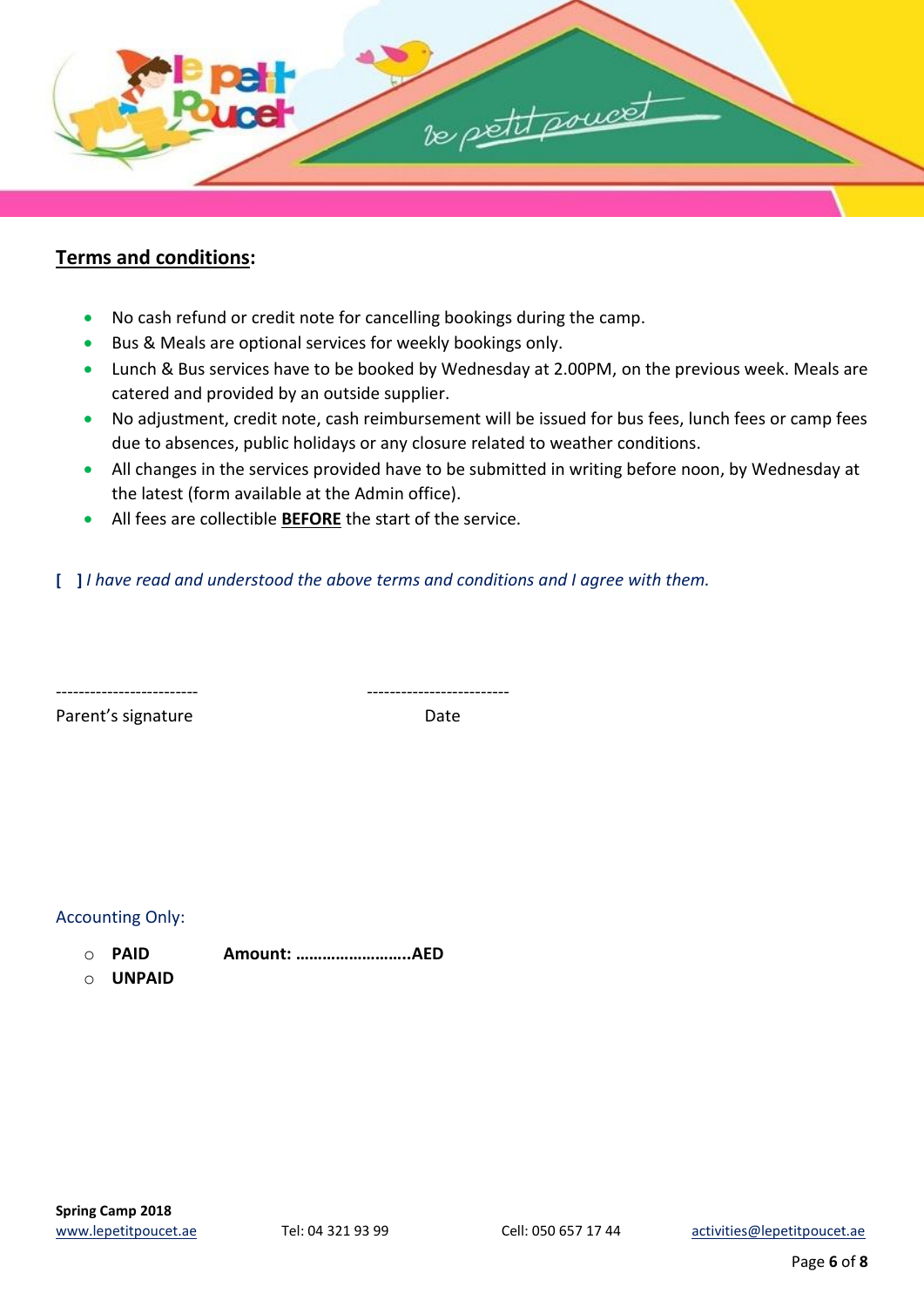## Terms and conditions:

- No cash refund or credit note for cancelling bookings during the camp.
- Bus & Meals are optional services for weekly bookings only.
- Lunch & Bus services have to be booked by Wednesday at 2.00PM, on the previous week. Meals are catered and provided by an outside supplier.
- No adjustment, credit note, cash reimbursement will be issued for bus fees, lunch fees or camp fees due to absences, public holidays or any closure related to weather conditions.
- All changes in the services provided have to be submitted in writing before noon, by Wednesday at the latest (form available at the Admin office).
- All fees are collectible **BEFORE** the start of the service.

**[ ]** *I have read and understood the above terms and conditions and I agree with them.*

-------------------------   -------------------------

Parent's signature   Date

Accounting Only:

- ○ **PAID**   **Amount: …………………….AED**
- ○ **UNPAID**

**Spring Camp 2018**

www.lepetitpoucet.ae   Tel: 04 321 93 99   Cell: 050 657 17 44   activities@lepetitpoucet.ae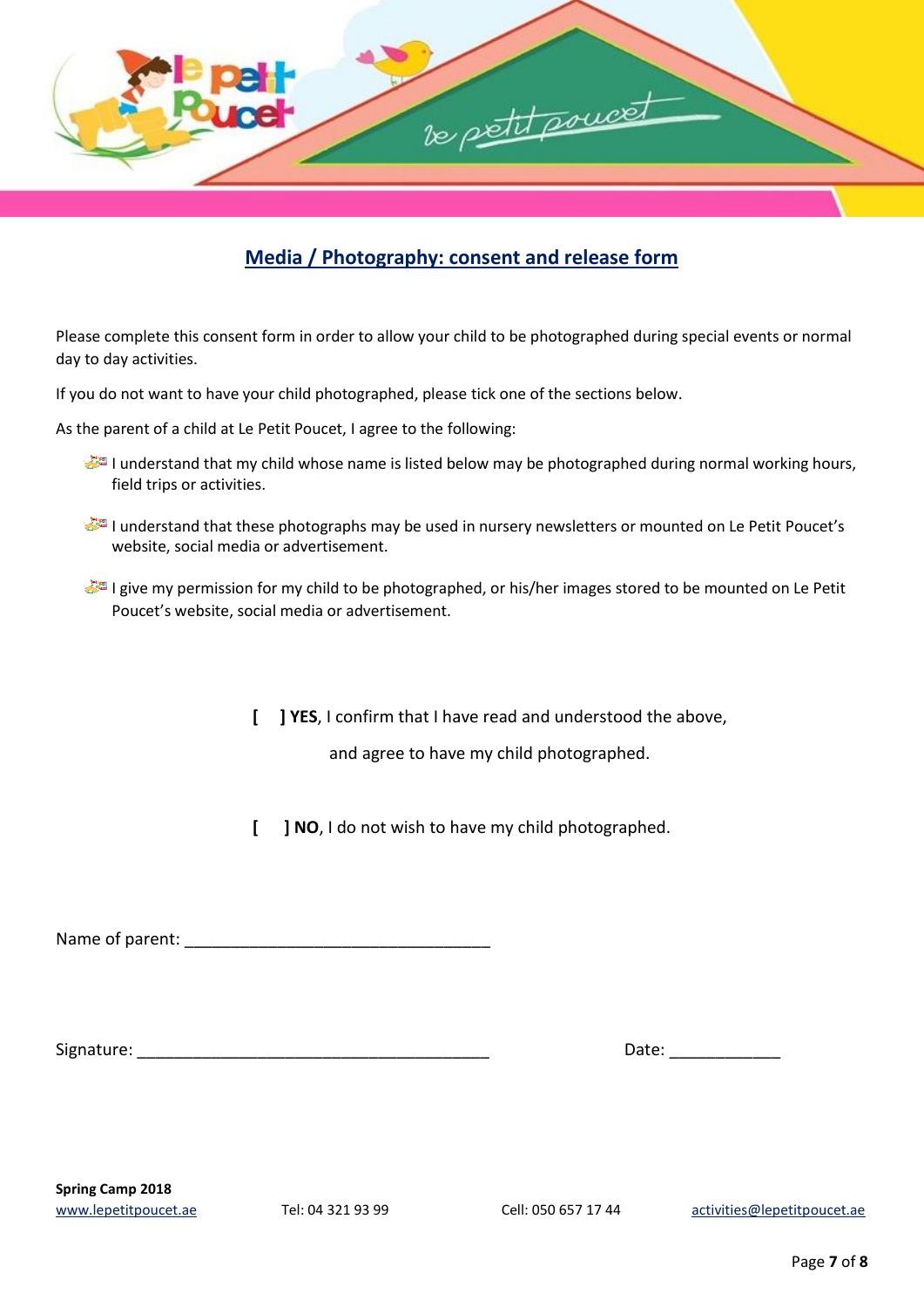## Media / Photography: consent and release form

Please complete this consent form in order to allow your child to be photographed during special events or normal day to day activities.

If you do not want to have your child photographed, please tick one of the sections below.

As the parent of a child at Le Petit Poucet, I agree to the following:

- I understand that my child whose name is listed below may be photographed during normal working hours, field trips or activities.
- I understand that these photographs may be used in nursery newsletters or mounted on Le Petit Poucet's website, social media or advertisement.
- I give my permission for my child to be photographed, or his/her images stored to be mounted on Le Petit Poucet's website, social media or advertisement.

**[ ] YES**, I confirm that I have read and understood the above, and agree to have my child photographed.

**[ ] NO**, I do not wish to have my child photographed.

Name of parent: ________________________________

Signature: ____________________________________ Date: ____________

**Spring Camp 2018**

www.lepetitpoucet.ae Tel: 04 321 93 99 Cell: 050 657 17 44 activities@lepetitpoucet.ae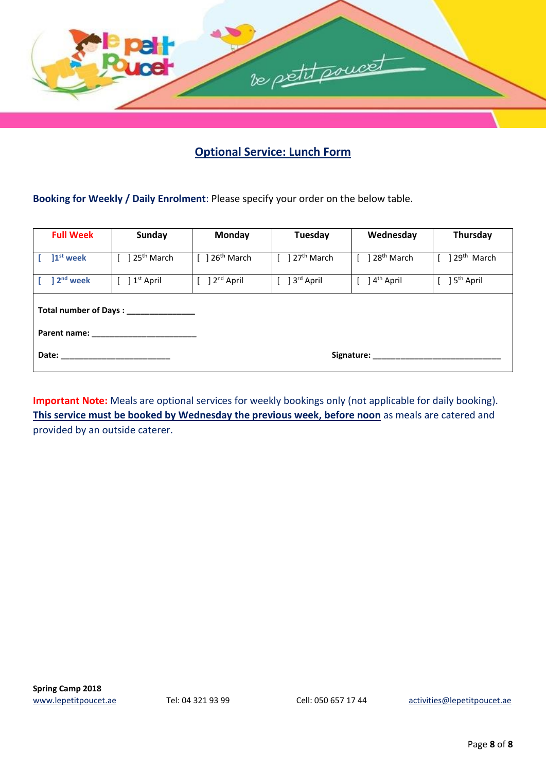## Optional Service: Lunch Form

**Booking for Weekly / Daily Enrolment**: Please specify your order on the below table.

| Full Week | Sunday | Monday | Tuesday | Wednesday | Thursday |
|---|---|---|---|---|---|
| [ ] 1st week | [ ] 25th March | [ ] 26th March | [ ] 27th March | [ ] 28th March | [ ] 29th March |
| [ ] 2nd week | [ ] 1st April | [ ] 2nd April | [ ] 3rd April | [ ] 4th April | [ ] 5th April |

**Total number of Days :** _______________

**Parent name:** _______________________

**Date:** _________________________ **Signature:** _____________________________

**Important Note:** Meals are optional services for weekly bookings only (not applicable for daily booking). **This service must be booked by Wednesday the previous week, before noon** as meals are catered and provided by an outside caterer.

**Spring Camp 2018**
www.lepetitpoucet.ae Tel: 04 321 93 99 Cell: 050 657 17 44 activities@lepetitpoucet.ae